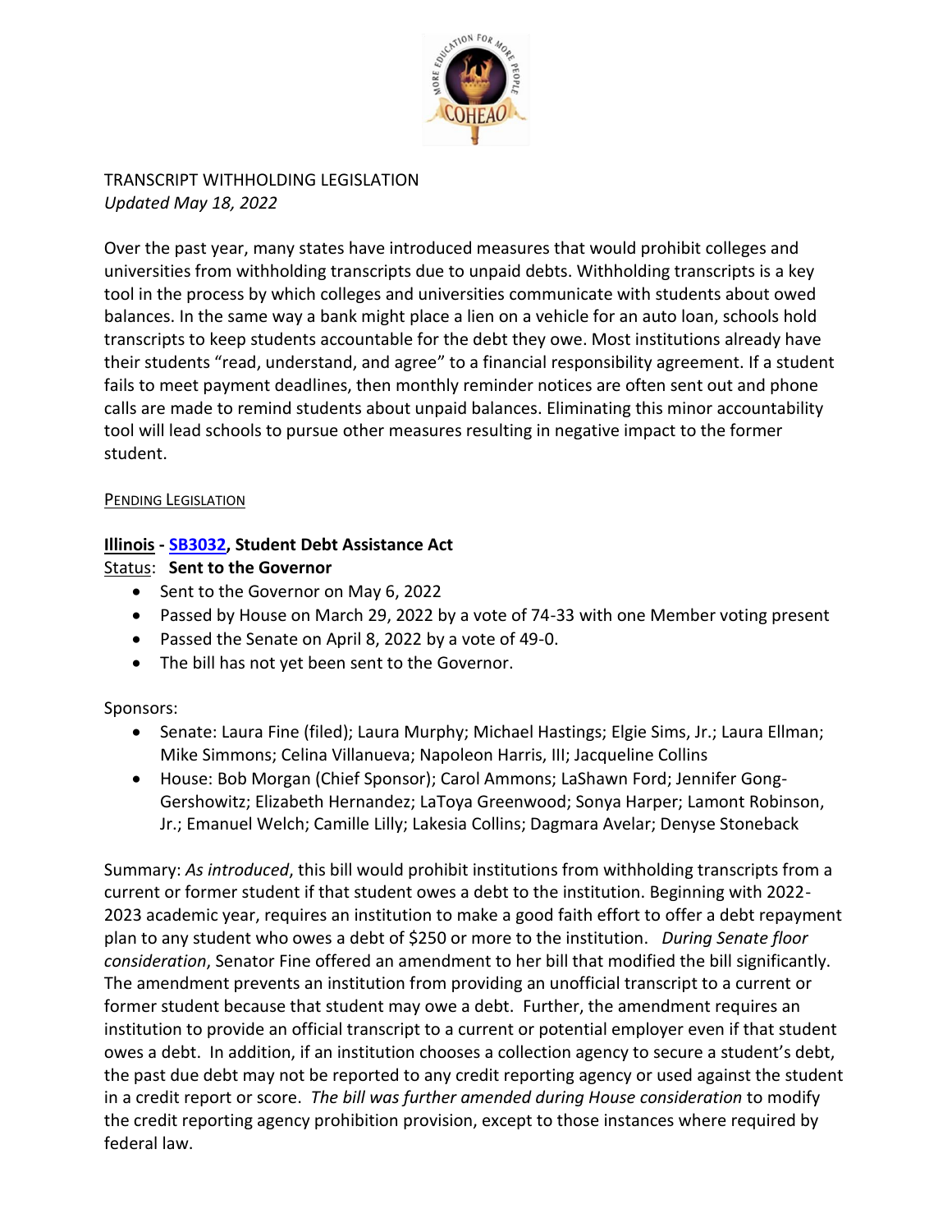TRANSCRIPT WITHHOLDING LEGISLATION

*Updated May 18, 2022*

Over the past year, many states have introduced measures that would prohibit colleges and universities from withholding transcripts due to unpaid debts. Withholding transcripts is a key tool in the process by which colleges and universities communicate with students about owed balances. In the same way a bank might place a lien on a vehicle for an auto loan, schools hold transcripts to keep students accountable for the debt they owe. Most institutions already have their students "read, understand, and agree" to a financial responsibility agreement. If a student fails to meet payment deadlines, then monthly reminder notices are often sent out and phone calls are made to remind students about unpaid balances. Eliminating this minor accountability tool will lead schools to pursue other measures resulting in negative impact to the former student.

PENDING LEGISLATION

**Illinois - SB3032, Student Debt Assistance Act**

Status: **Sent to the Governor**

- Sent to the Governor on May 6, 2022
- Passed by House on March 29, 2022 by a vote of 74-33 with one Member voting present
- Passed the Senate on April 8, 2022 by a vote of 49-0.
- The bill has not yet been sent to the Governor.

Sponsors:

- Senate: Laura Fine (filed); Laura Murphy; Michael Hastings; Elgie Sims, Jr.; Laura Ellman; Mike Simmons; Celina Villanueva; Napoleon Harris, III; Jacqueline Collins
- House: Bob Morgan (Chief Sponsor); Carol Ammons; LaShawn Ford; Jennifer Gong-Gershowitz; Elizabeth Hernandez; LaToya Greenwood; Sonya Harper; Lamont Robinson, Jr.; Emanuel Welch; Camille Lilly; Lakesia Collins; Dagmara Avelar; Denyse Stoneback

Summary: *As introduced*, this bill would prohibit institutions from withholding transcripts from a current or former student if that student owes a debt to the institution. Beginning with 2022-2023 academic year, requires an institution to make a good faith effort to offer a debt repayment plan to any student who owes a debt of $250 or more to the institution. *During Senate floor consideration*, Senator Fine offered an amendment to her bill that modified the bill significantly. The amendment prevents an institution from providing an unofficial transcript to a current or former student because that student may owe a debt. Further, the amendment requires an institution to provide an official transcript to a current or potential employer even if that student owes a debt. In addition, if an institution chooses a collection agency to secure a student's debt, the past due debt may not be reported to any credit reporting agency or used against the student in a credit report or score. *The bill was further amended during House consideration* to modify the credit reporting agency prohibition provision, except to those instances where required by federal law.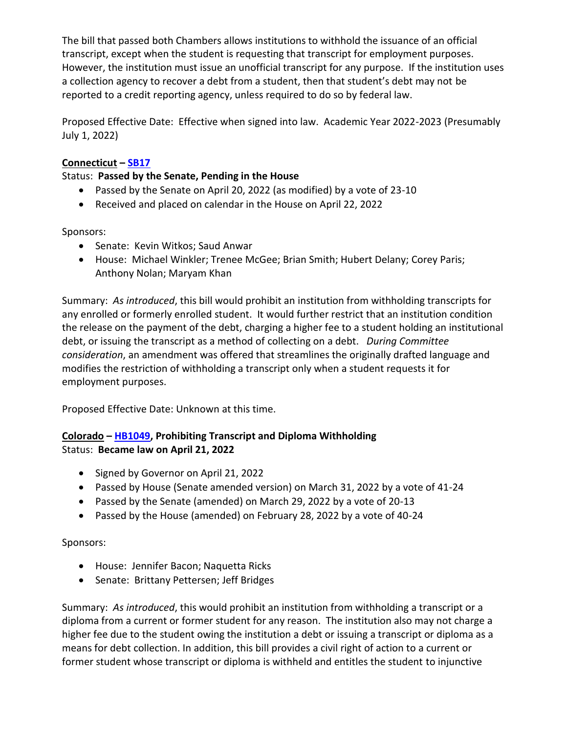The bill that passed both Chambers allows institutions to withhold the issuance of an official transcript, except when the student is requesting that transcript for employment purposes. However, the institution must issue an unofficial transcript for any purpose. If the institution uses a collection agency to recover a debt from a student, then that student's debt may not be reported to a credit reporting agency, unless required to do so by federal law.

Proposed Effective Date: Effective when signed into law. Academic Year 2022-2023 (Presumably July 1, 2022)

**Connecticut – SB17**

Status: **Passed by the Senate, Pending in the House**

- Passed by the Senate on April 20, 2022 (as modified) by a vote of 23-10
- Received and placed on calendar in the House on April 22, 2022

Sponsors:

- Senate: Kevin Witkos; Saud Anwar
- House: Michael Winkler; Trenee McGee; Brian Smith; Hubert Delany; Corey Paris; Anthony Nolan; Maryam Khan

Summary: *As introduced*, this bill would prohibit an institution from withholding transcripts for any enrolled or formerly enrolled student. It would further restrict that an institution condition the release on the payment of the debt, charging a higher fee to a student holding an institutional debt, or issuing the transcript as a method of collecting on a debt. *During Committee consideration*, an amendment was offered that streamlines the originally drafted language and modifies the restriction of withholding a transcript only when a student requests it for employment purposes.

Proposed Effective Date: Unknown at this time.

**Colorado – HB1049, Prohibiting Transcript and Diploma Withholding**

Status: **Became law on April 21, 2022**

- Signed by Governor on April 21, 2022
- Passed by House (Senate amended version) on March 31, 2022 by a vote of 41-24
- Passed by the Senate (amended) on March 29, 2022 by a vote of 20-13
- Passed by the House (amended) on February 28, 2022 by a vote of 40-24

Sponsors:

- House: Jennifer Bacon; Naquetta Ricks
- Senate: Brittany Pettersen; Jeff Bridges

Summary: *As introduced*, this would prohibit an institution from withholding a transcript or a diploma from a current or former student for any reason. The institution also may not charge a higher fee due to the student owing the institution a debt or issuing a transcript or diploma as a means for debt collection. In addition, this bill provides a civil right of action to a current or former student whose transcript or diploma is withheld and entitles the student to injunctive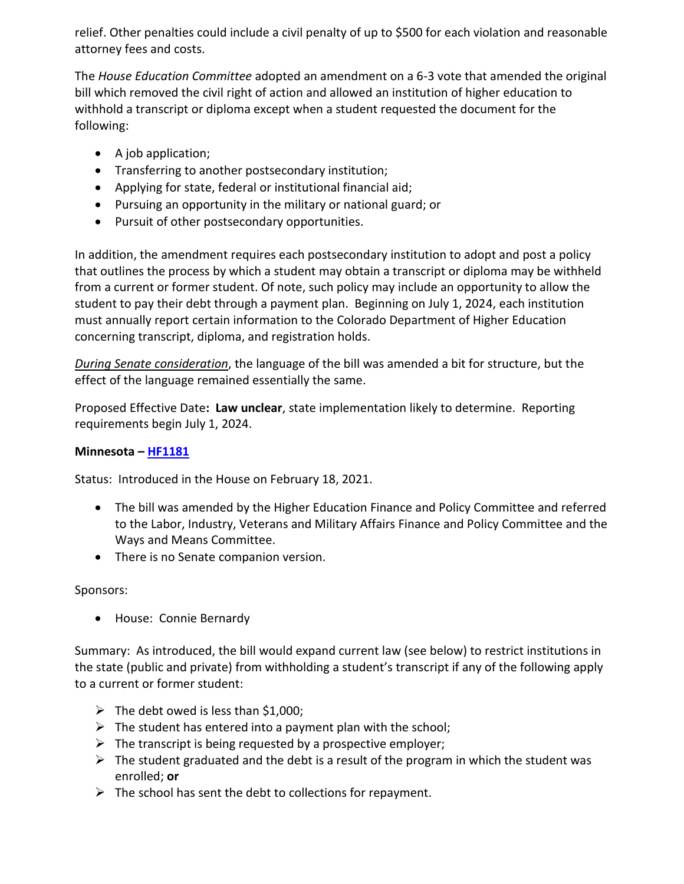relief. Other penalties could include a civil penalty of up to $500 for each violation and reasonable attorney fees and costs.

The *House Education Committee* adopted an amendment on a 6-3 vote that amended the original bill which removed the civil right of action and allowed an institution of higher education to withhold a transcript or diploma except when a student requested the document for the following:

- A job application;
- Transferring to another postsecondary institution;
- Applying for state, federal or institutional financial aid;
- Pursuing an opportunity in the military or national guard; or
- Pursuit of other postsecondary opportunities.

In addition, the amendment requires each postsecondary institution to adopt and post a policy that outlines the process by which a student may obtain a transcript or diploma may be withheld from a current or former student. Of note, such policy may include an opportunity to allow the student to pay their debt through a payment plan. Beginning on July 1, 2024, each institution must annually report certain information to the Colorado Department of Higher Education concerning transcript, diploma, and registration holds.

*During Senate consideration*, the language of the bill was amended a bit for structure, but the effect of the language remained essentially the same.

Proposed Effective Date**: Law unclear**, state implementation likely to determine. Reporting requirements begin July 1, 2024.

**Minnesota – HF1181**

Status: Introduced in the House on February 18, 2021.

- The bill was amended by the Higher Education Finance and Policy Committee and referred to the Labor, Industry, Veterans and Military Affairs Finance and Policy Committee and the Ways and Means Committee.
- There is no Senate companion version.

Sponsors:

- House: Connie Bernardy

Summary: As introduced, the bill would expand current law (see below) to restrict institutions in the state (public and private) from withholding a student's transcript if any of the following apply to a current or former student:

- The debt owed is less than $1,000;
- The student has entered into a payment plan with the school;
- The transcript is being requested by a prospective employer;
- The student graduated and the debt is a result of the program in which the student was enrolled; **or**
- The school has sent the debt to collections for repayment.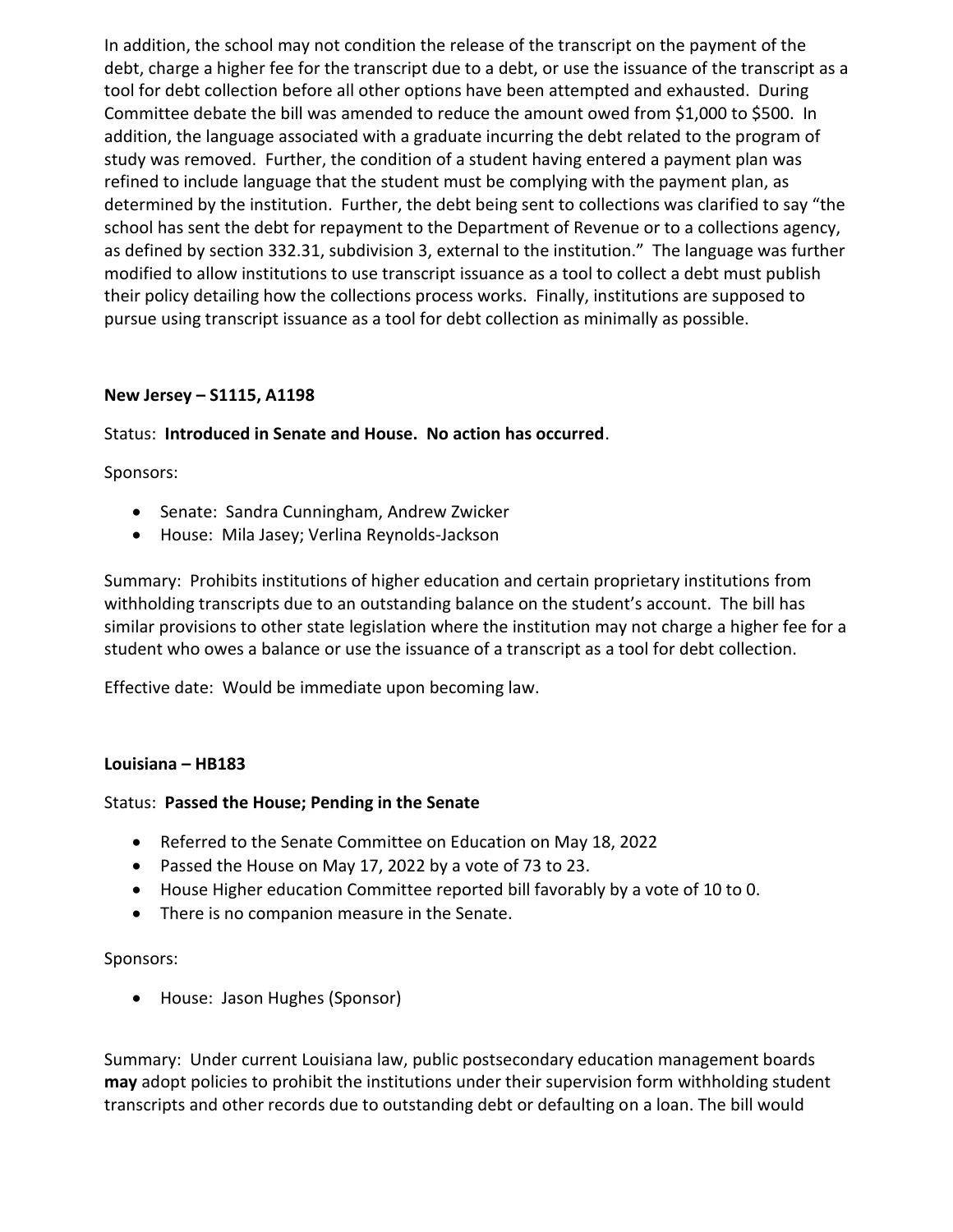In addition, the school may not condition the release of the transcript on the payment of the debt, charge a higher fee for the transcript due to a debt, or use the issuance of the transcript as a tool for debt collection before all other options have been attempted and exhausted. During Committee debate the bill was amended to reduce the amount owed from $1,000 to $500. In addition, the language associated with a graduate incurring the debt related to the program of study was removed. Further, the condition of a student having entered a payment plan was refined to include language that the student must be complying with the payment plan, as determined by the institution. Further, the debt being sent to collections was clarified to say "the school has sent the debt for repayment to the Department of Revenue or to a collections agency, as defined by section 332.31, subdivision 3, external to the institution." The language was further modified to allow institutions to use transcript issuance as a tool to collect a debt must publish their policy detailing how the collections process works. Finally, institutions are supposed to pursue using transcript issuance as a tool for debt collection as minimally as possible.

**New Jersey – S1115, A1198**

Status: **Introduced in Senate and House. No action has occurred**.

Sponsors:

- Senate: Sandra Cunningham, Andrew Zwicker
- House: Mila Jasey; Verlina Reynolds-Jackson

Summary: Prohibits institutions of higher education and certain proprietary institutions from withholding transcripts due to an outstanding balance on the student's account. The bill has similar provisions to other state legislation where the institution may not charge a higher fee for a student who owes a balance or use the issuance of a transcript as a tool for debt collection.

Effective date: Would be immediate upon becoming law.

**Louisiana – HB183**

Status: **Passed the House; Pending in the Senate**

- Referred to the Senate Committee on Education on May 18, 2022
- Passed the House on May 17, 2022 by a vote of 73 to 23.
- House Higher education Committee reported bill favorably by a vote of 10 to 0.
- There is no companion measure in the Senate.

Sponsors:

- House: Jason Hughes (Sponsor)

Summary: Under current Louisiana law, public postsecondary education management boards **may** adopt policies to prohibit the institutions under their supervision form withholding student transcripts and other records due to outstanding debt or defaulting on a loan. The bill would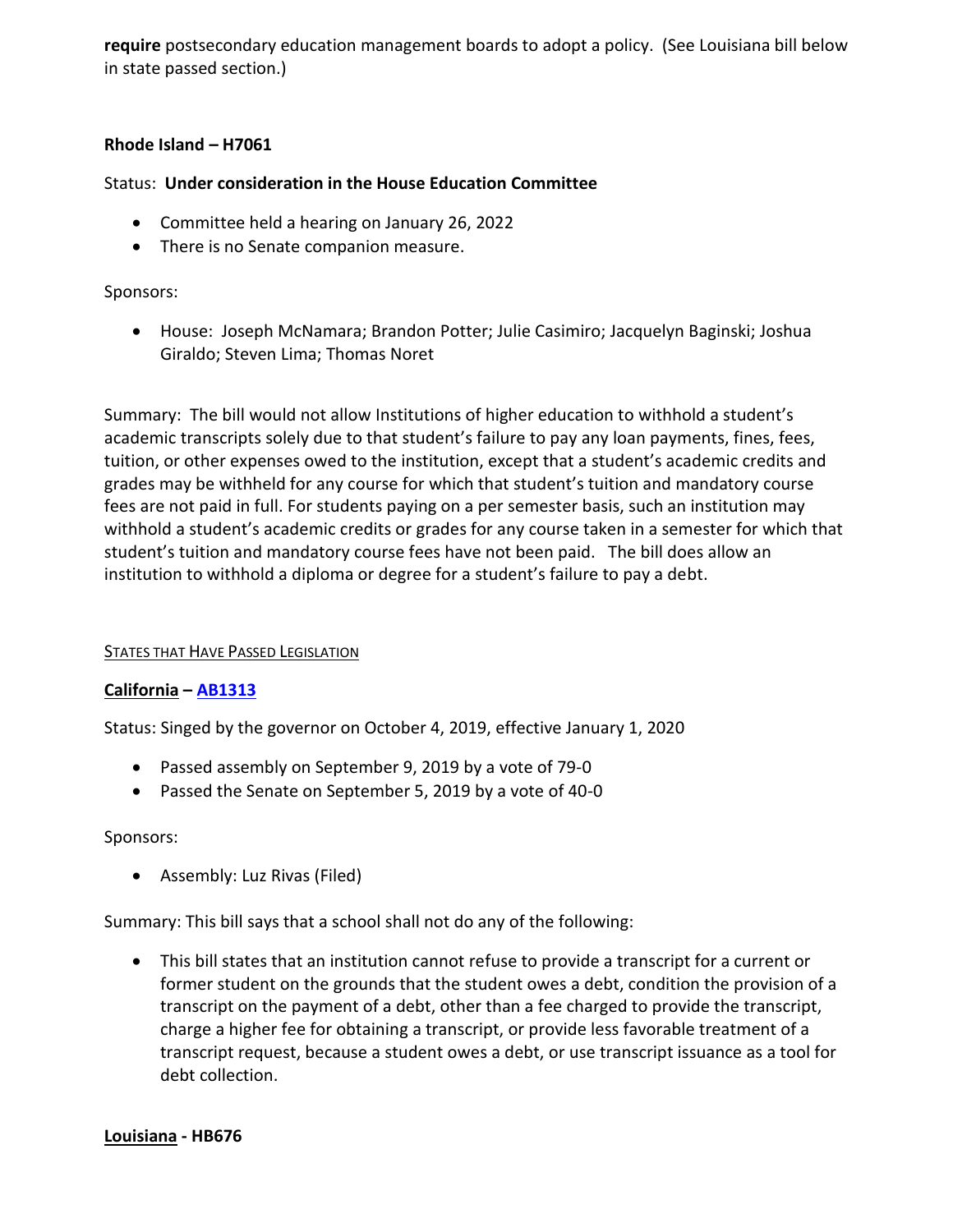**require** postsecondary education management boards to adopt a policy. (See Louisiana bill below in state passed section.)

**Rhode Island – H7061**

Status: **Under consideration in the House Education Committee**

- Committee held a hearing on January 26, 2022
- There is no Senate companion measure.

Sponsors:

- House: Joseph McNamara; Brandon Potter; Julie Casimiro; Jacquelyn Baginski; Joshua Giraldo; Steven Lima; Thomas Noret

Summary: The bill would not allow Institutions of higher education to withhold a student's academic transcripts solely due to that student's failure to pay any loan payments, fines, fees, tuition, or other expenses owed to the institution, except that a student's academic credits and grades may be withheld for any course for which that student's tuition and mandatory course fees are not paid in full. For students paying on a per semester basis, such an institution may withhold a student's academic credits or grades for any course taken in a semester for which that student's tuition and mandatory course fees have not been paid. The bill does allow an institution to withhold a diploma or degree for a student's failure to pay a debt.

<u>States that Have Passed Legislation</u>

**California – AB1313**

Status: Singed by the governor on October 4, 2019, effective January 1, 2020

- Passed assembly on September 9, 2019 by a vote of 79-0
- Passed the Senate on September 5, 2019 by a vote of 40-0

Sponsors:

- Assembly: Luz Rivas (Filed)

Summary: This bill says that a school shall not do any of the following:

- This bill states that an institution cannot refuse to provide a transcript for a current or former student on the grounds that the student owes a debt, condition the provision of a transcript on the payment of a debt, other than a fee charged to provide the transcript, charge a higher fee for obtaining a transcript, or provide less favorable treatment of a transcript request, because a student owes a debt, or use transcript issuance as a tool for debt collection.

**Louisiana - HB676**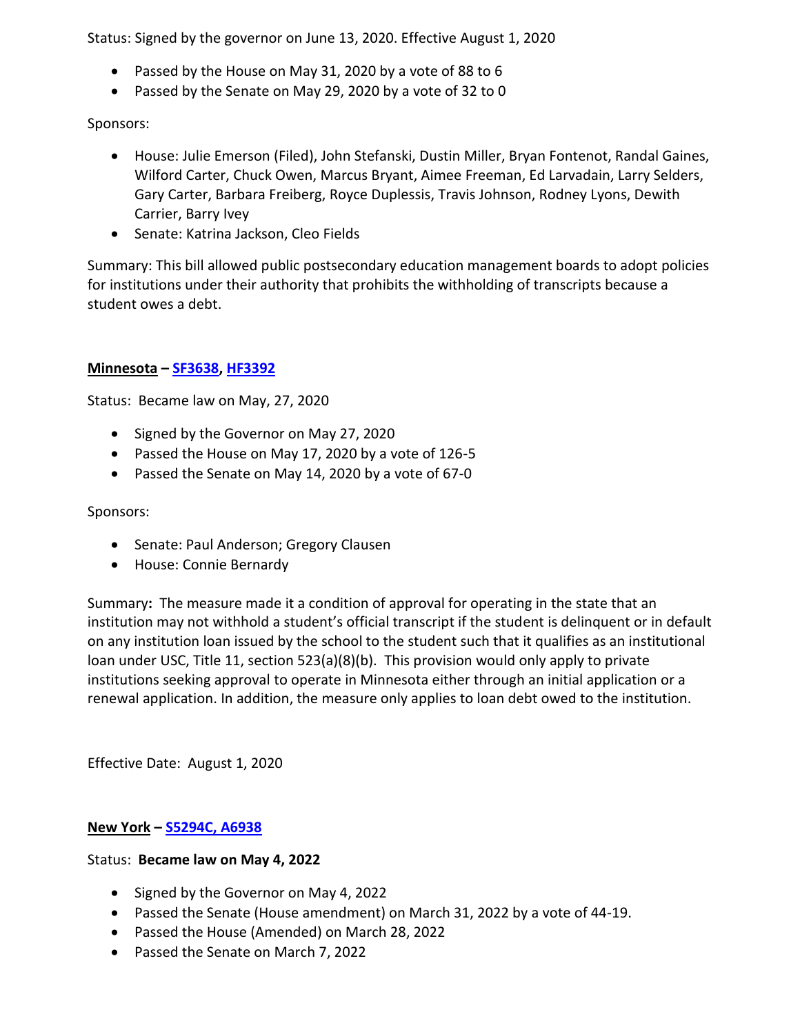Status: Signed by the governor on June 13, 2020. Effective August 1, 2020

- Passed by the House on May 31, 2020 by a vote of 88 to 6
- Passed by the Senate on May 29, 2020 by a vote of 32 to 0

Sponsors:

- House: Julie Emerson (Filed), John Stefanski, Dustin Miller, Bryan Fontenot, Randal Gaines, Wilford Carter, Chuck Owen, Marcus Bryant, Aimee Freeman, Ed Larvadain, Larry Selders, Gary Carter, Barbara Freiberg, Royce Duplessis, Travis Johnson, Rodney Lyons, Dewith Carrier, Barry Ivey
- Senate: Katrina Jackson, Cleo Fields

Summary: This bill allowed public postsecondary education management boards to adopt policies for institutions under their authority that prohibits the withholding of transcripts because a student owes a debt.

**Minnesota – SF3638, HF3392**

Status: Became law on May, 27, 2020

- Signed by the Governor on May 27, 2020
- Passed the House on May 17, 2020 by a vote of 126-5
- Passed the Senate on May 14, 2020 by a vote of 67-0

Sponsors:

- Senate: Paul Anderson; Gregory Clausen
- House: Connie Bernardy

Summary**:** The measure made it a condition of approval for operating in the state that an institution may not withhold a student's official transcript if the student is delinquent or in default on any institution loan issued by the school to the student such that it qualifies as an institutional loan under USC, Title 11, section 523(a)(8)(b). This provision would only apply to private institutions seeking approval to operate in Minnesota either through an initial application or a renewal application. In addition, the measure only applies to loan debt owed to the institution.

Effective Date: August 1, 2020

**New York – S5294C, A6938**

Status: **Became law on May 4, 2022**

- Signed by the Governor on May 4, 2022
- Passed the Senate (House amendment) on March 31, 2022 by a vote of 44-19.
- Passed the House (Amended) on March 28, 2022
- Passed the Senate on March 7, 2022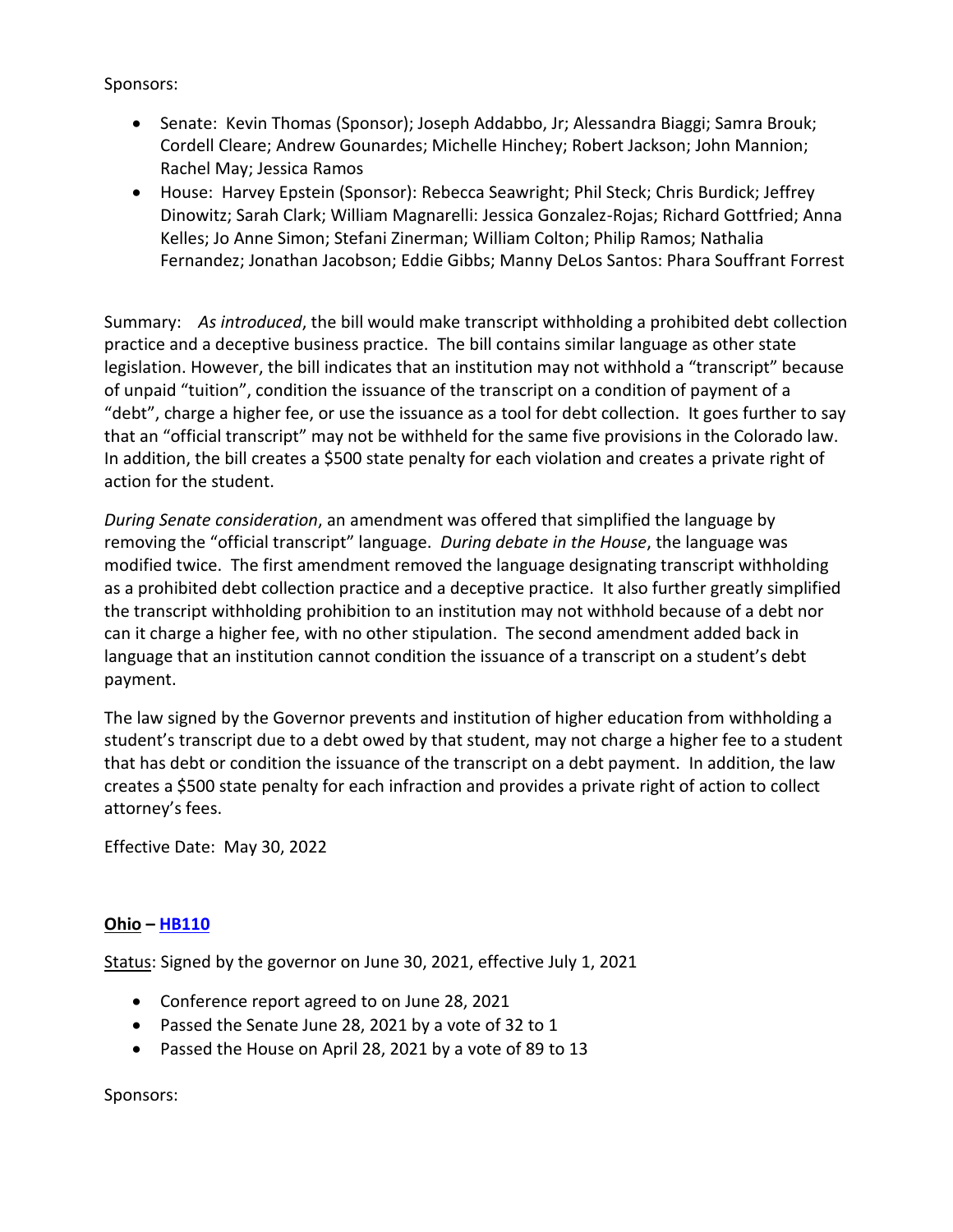Sponsors:

- Senate: Kevin Thomas (Sponsor); Joseph Addabbo, Jr; Alessandra Biaggi; Samra Brouk; Cordell Cleare; Andrew Gounardes; Michelle Hinchey; Robert Jackson; John Mannion; Rachel May; Jessica Ramos
- House: Harvey Epstein (Sponsor): Rebecca Seawright; Phil Steck; Chris Burdick; Jeffrey Dinowitz; Sarah Clark; William Magnarelli: Jessica Gonzalez-Rojas; Richard Gottfried; Anna Kelles; Jo Anne Simon; Stefani Zinerman; William Colton; Philip Ramos; Nathalia Fernandez; Jonathan Jacobson; Eddie Gibbs; Manny DeLos Santos: Phara Souffrant Forrest

Summary: *As introduced*, the bill would make transcript withholding a prohibited debt collection practice and a deceptive business practice. The bill contains similar language as other state legislation. However, the bill indicates that an institution may not withhold a "transcript" because of unpaid "tuition", condition the issuance of the transcript on a condition of payment of a "debt", charge a higher fee, or use the issuance as a tool for debt collection. It goes further to say that an "official transcript" may not be withheld for the same five provisions in the Colorado law. In addition, the bill creates a $500 state penalty for each violation and creates a private right of action for the student.

*During Senate consideration*, an amendment was offered that simplified the language by removing the "official transcript" language. *During debate in the House*, the language was modified twice. The first amendment removed the language designating transcript withholding as a prohibited debt collection practice and a deceptive practice. It also further greatly simplified the transcript withholding prohibition to an institution may not withhold because of a debt nor can it charge a higher fee, with no other stipulation. The second amendment added back in language that an institution cannot condition the issuance of a transcript on a student's debt payment.

The law signed by the Governor prevents and institution of higher education from withholding a student's transcript due to a debt owed by that student, may not charge a higher fee to a student that has debt or condition the issuance of the transcript on a debt payment. In addition, the law creates a $500 state penalty for each infraction and provides a private right of action to collect attorney's fees.

Effective Date: May 30, 2022

## **Ohio – HB110**

Status: Signed by the governor on June 30, 2021, effective July 1, 2021

- Conference report agreed to on June 28, 2021
- Passed the Senate June 28, 2021 by a vote of 32 to 1
- Passed the House on April 28, 2021 by a vote of 89 to 13

Sponsors: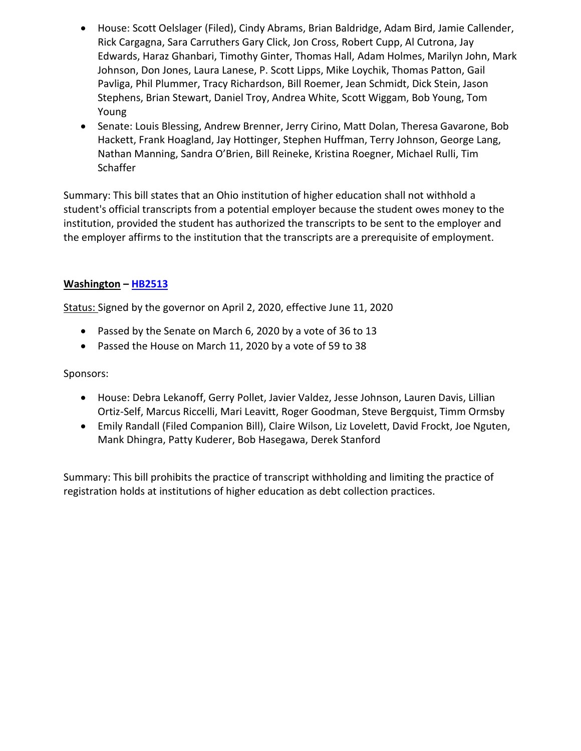- House: Scott Oelslager (Filed), Cindy Abrams, Brian Baldridge, Adam Bird, Jamie Callender, Rick Cargagna, Sara Carruthers Gary Click, Jon Cross, Robert Cupp, Al Cutrona, Jay Edwards, Haraz Ghanbari, Timothy Ginter, Thomas Hall, Adam Holmes, Marilyn John, Mark Johnson, Don Jones, Laura Lanese, P. Scott Lipps, Mike Loychik, Thomas Patton, Gail Pavliga, Phil Plummer, Tracy Richardson, Bill Roemer, Jean Schmidt, Dick Stein, Jason Stephens, Brian Stewart, Daniel Troy, Andrea White, Scott Wiggam, Bob Young, Tom Young
- Senate: Louis Blessing, Andrew Brenner, Jerry Cirino, Matt Dolan, Theresa Gavarone, Bob Hackett, Frank Hoagland, Jay Hottinger, Stephen Huffman, Terry Johnson, George Lang, Nathan Manning, Sandra O'Brien, Bill Reineke, Kristina Roegner, Michael Rulli, Tim Schaffer

Summary: This bill states that an Ohio institution of higher education shall not withhold a student's official transcripts from a potential employer because the student owes money to the institution, provided the student has authorized the transcripts to be sent to the employer and the employer affirms to the institution that the transcripts are a prerequisite of employment.

**Washington – HB2513**

Status: Signed by the governor on April 2, 2020, effective June 11, 2020

- Passed by the Senate on March 6, 2020 by a vote of 36 to 13
- Passed the House on March 11, 2020 by a vote of 59 to 38

Sponsors:

- House: Debra Lekanoff, Gerry Pollet, Javier Valdez, Jesse Johnson, Lauren Davis, Lillian Ortiz-Self, Marcus Riccelli, Mari Leavitt, Roger Goodman, Steve Bergquist, Timm Ormsby
- Emily Randall (Filed Companion Bill), Claire Wilson, Liz Lovelett, David Frockt, Joe Nguten, Mank Dhingra, Patty Kuderer, Bob Hasegawa, Derek Stanford

Summary: This bill prohibits the practice of transcript withholding and limiting the practice of registration holds at institutions of higher education as debt collection practices.